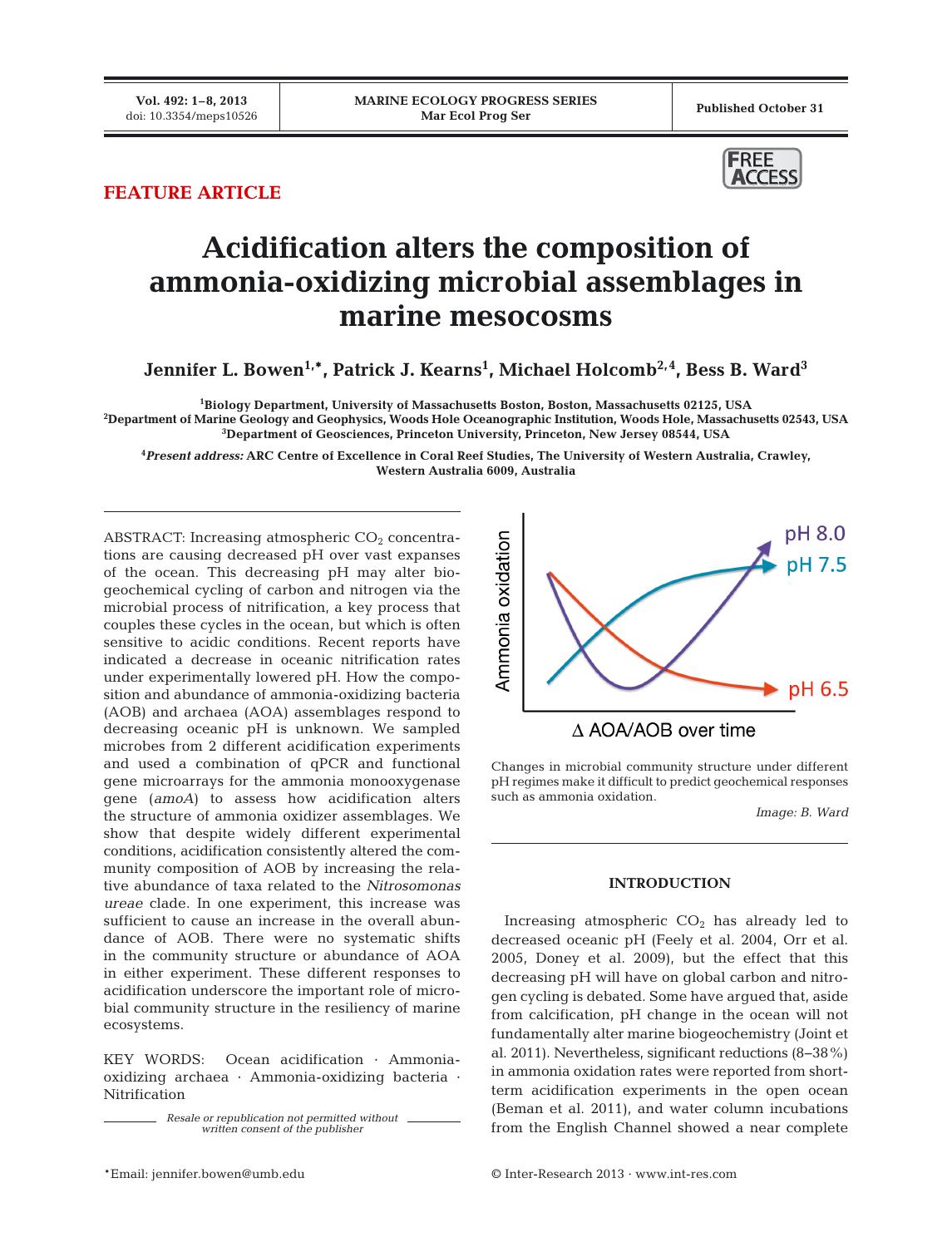FEATURE ARTICLE

# Acidification alters the composition of ammonia-oxidizing microbial assemblages in marine mesocosms

**Jennifer L. Bowen[1,*], Patrick J. Kearns[1], Michael Holcomb[2,4], Bess B. Ward[3]**

[1]Biology Department, University of Massachusetts Boston, Boston, Massachusetts 02125, USA
[2]Department of Marine Geology and Geophysics, Woods Hole Oceanographic Institution, Woods Hole, Massachusetts 02543, USA
[3]Department of Geosciences, Princeton University, Princeton, New Jersey 08544, USA

[4]*Present address:* ARC Centre of Excellence in Coral Reef Studies, The University of Western Australia, Crawley, Western Australia 6009, Australia

ABSTRACT: Increasing atmospheric $CO_2$ concentrations are causing decreased pH over vast expanses of the ocean. This decreasing pH may alter biogeochemical cycling of carbon and nitrogen via the microbial process of nitrification, a key process that couples these cycles in the ocean, but which is often sensitive to acidic conditions. Recent reports have indicated a decrease in oceanic nitrification rates under experimentally lowered pH. How the composition and abundance of ammonia-oxidizing bacteria (AOB) and archaea (AOA) assemblages respond to decreasing oceanic pH is unknown. We sampled microbes from 2 different acidification experiments and used a combination of qPCR and functional gene microarrays for the ammonia monooxygenase gene (*amoA*) to assess how acidification alters the structure of ammonia oxidizer assemblages. We show that despite widely different experimental conditions, acidification consistently altered the community composition of AOB by increasing the relative abundance of taxa related to the *Nitrosomonas ureae* clade. In one experiment, this increase was sufficient to cause an increase in the overall abundance of AOB. There were no systematic shifts in the community structure or abundance of AOA in either experiment. These different responses to acidification underscore the important role of microbial community structure in the resiliency of marine ecosystems.

KEY WORDS: Ocean acidification · Ammonia-oxidizing archaea · Ammonia-oxidizing bacteria · Nitrification

*Resale or republication not permitted without written consent of the publisher*

Changes in microbial community structure under different pH regimes make it difficult to predict geochemical responses such as ammonia oxidation.

*Image: B. Ward*

## INTRODUCTION

Increasing atmospheric $CO_2$ has already led to decreased oceanic pH (Feely et al. 2004, Orr et al. 2005, Doney et al. 2009), but the effect that this decreasing pH will have on global carbon and nitrogen cycling is debated. Some have argued that, aside from calcification, pH change in the ocean will not fundamentally alter marine biogeochemistry (Joint et al. 2011). Nevertheless, significant reductions (8–38%) in ammonia oxidation rates were reported from short-term acidification experiments in the open ocean (Beman et al. 2011), and water column incubations from the English Channel showed a near complete

*Email: jennifer.bowen@umb.edu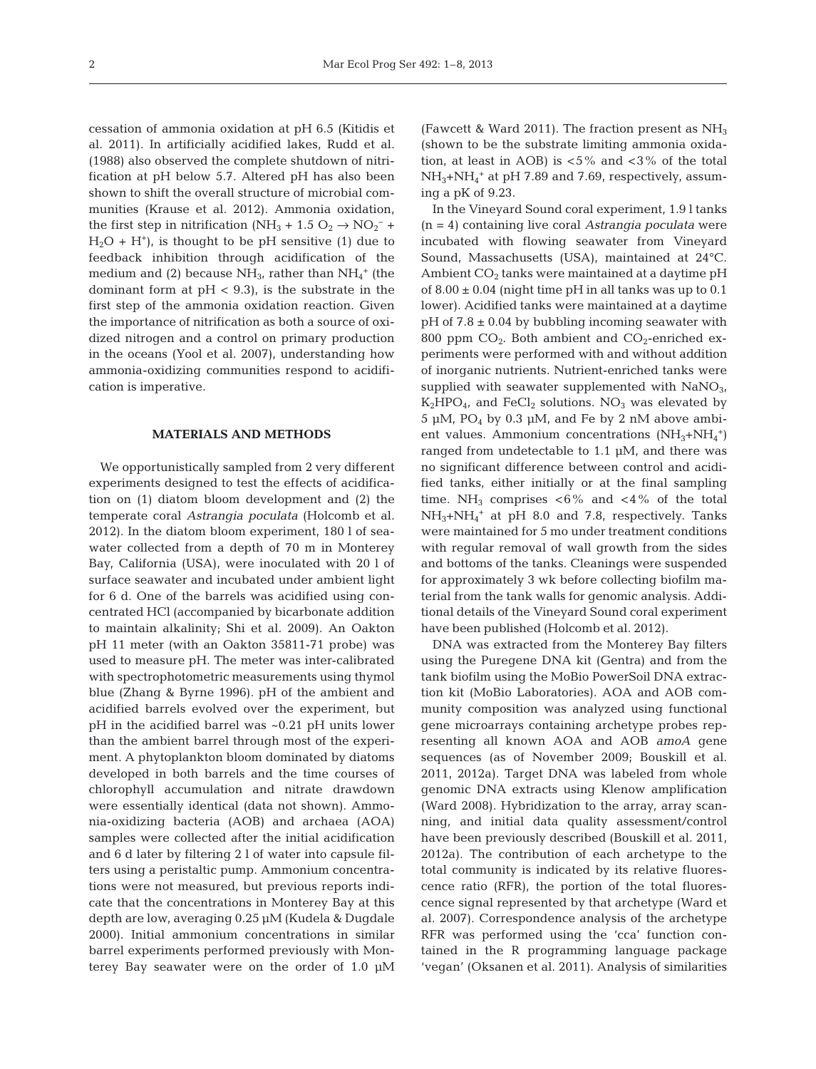cessation of ammonia oxidation at pH 6.5 (Kitidis et al. 2011). In artificially acidified lakes, Rudd et al. (1988) also observed the complete shutdown of nitrification at pH below 5.7. Altered pH has also been shown to shift the overall structure of microbial communities (Krause et al. 2012). Ammonia oxidation, the first step in nitrification ($NH_3 + 1.5\ O_2 \rightarrow NO_2^- + H_2O + H^+$), is thought to be pH sensitive (1) due to feedback inhibition through acidification of the medium and (2) because $NH_3$, rather than $NH_4^+$ (the dominant form at pH < 9.3), is the substrate in the first step of the ammonia oxidation reaction. Given the importance of nitrification as both a source of oxidized nitrogen and a control on primary production in the oceans (Yool et al. 2007), understanding how ammonia-oxidizing communities respond to acidification is imperative.

## MATERIALS AND METHODS

We opportunistically sampled from 2 very different experiments designed to test the effects of acidification on (1) diatom bloom development and (2) the temperate coral *Astrangia poculata* (Holcomb et al. 2012). In the diatom bloom experiment, 180 l of seawater collected from a depth of 70 m in Monterey Bay, California (USA), were inoculated with 20 l of surface seawater and incubated under ambient light for 6 d. One of the barrels was acidified using concentrated HCl (accompanied by bicarbonate addition to maintain alkalinity; Shi et al. 2009). An Oakton pH 11 meter (with an Oakton 35811-71 probe) was used to measure pH. The meter was inter-calibrated with spectrophotometric measurements using thymol blue (Zhang & Byrne 1996). pH of the ambient and acidified barrels evolved over the experiment, but pH in the acidified barrel was ~0.21 pH units lower than the ambient barrel through most of the experiment. A phytoplankton bloom dominated by diatoms developed in both barrels and the time courses of chlorophyll accumulation and nitrate drawdown were essentially identical (data not shown). Ammonia-oxidizing bacteria (AOB) and archaea (AOA) samples were collected after the initial acidification and 6 d later by filtering 2 l of water into capsule filters using a peristaltic pump. Ammonium concentrations were not measured, but previous reports indicate that the concentrations in Monterey Bay at this depth are low, averaging 0.25 µM (Kudela & Dugdale 2000). Initial ammonium concentrations in similar barrel experiments performed previously with Monterey Bay seawater were on the order of 1.0 µM (Fawcett & Ward 2011). The fraction present as $NH_3$ (shown to be the substrate limiting ammonia oxidation, at least in AOB) is <5% and <3% of the total $NH_3$+$NH_4^+$ at pH 7.89 and 7.69, respectively, assuming a pK of 9.23.

In the Vineyard Sound coral experiment, 1.9 l tanks (n = 4) containing live coral *Astrangia poculata* were incubated with flowing seawater from Vineyard Sound, Massachusetts (USA), maintained at 24°C. Ambient $CO_2$ tanks were maintained at a daytime pH of 8.00 ± 0.04 (night time pH in all tanks was up to 0.1 lower). Acidified tanks were maintained at a daytime pH of 7.8 ± 0.04 by bubbling incoming seawater with 800 ppm $CO_2$. Both ambient and $CO_2$-enriched experiments were performed with and without addition of inorganic nutrients. Nutrient-enriched tanks were supplied with seawater supplemented with $NaNO_3$, $K_2HPO_4$, and $FeCl_2$ solutions. $NO_3$ was elevated by 5 µM, $PO_4$ by 0.3 µM, and Fe by 2 nM above ambient values. Ammonium concentrations ($NH_3$+$NH_4^+$) ranged from undetectable to 1.1 µM, and there was no significant difference between control and acidified tanks, either initially or at the final sampling time. $NH_3$ comprises <6% and <4% of the total $NH_3$+$NH_4^+$ at pH 8.0 and 7.8, respectively. Tanks were maintained for 5 mo under treatment conditions with regular removal of wall growth from the sides and bottoms of the tanks. Cleanings were suspended for approximately 3 wk before collecting biofilm material from the tank walls for genomic analysis. Additional details of the Vineyard Sound coral experiment have been published (Holcomb et al. 2012).

DNA was extracted from the Monterey Bay filters using the Puregene DNA kit (Gentra) and from the tank biofilm using the MoBio PowerSoil DNA extraction kit (MoBio Laboratories). AOA and AOB community composition was analyzed using functional gene microarrays containing archetype probes representing all known AOA and AOB *amoA* gene sequences (as of November 2009; Bouskill et al. 2011, 2012a). Target DNA was labeled from whole genomic DNA extracts using Klenow amplification (Ward 2008). Hybridization to the array, array scanning, and initial data quality assessment/control have been previously described (Bouskill et al. 2011, 2012a). The contribution of each archetype to the total community is indicated by its relative fluorescence ratio (RFR), the portion of the total fluorescence signal represented by that archetype (Ward et al. 2007). Correspondence analysis of the archetype RFR was performed using the 'cca' function contained in the R programming language package 'vegan' (Oksanen et al. 2011). Analysis of similarities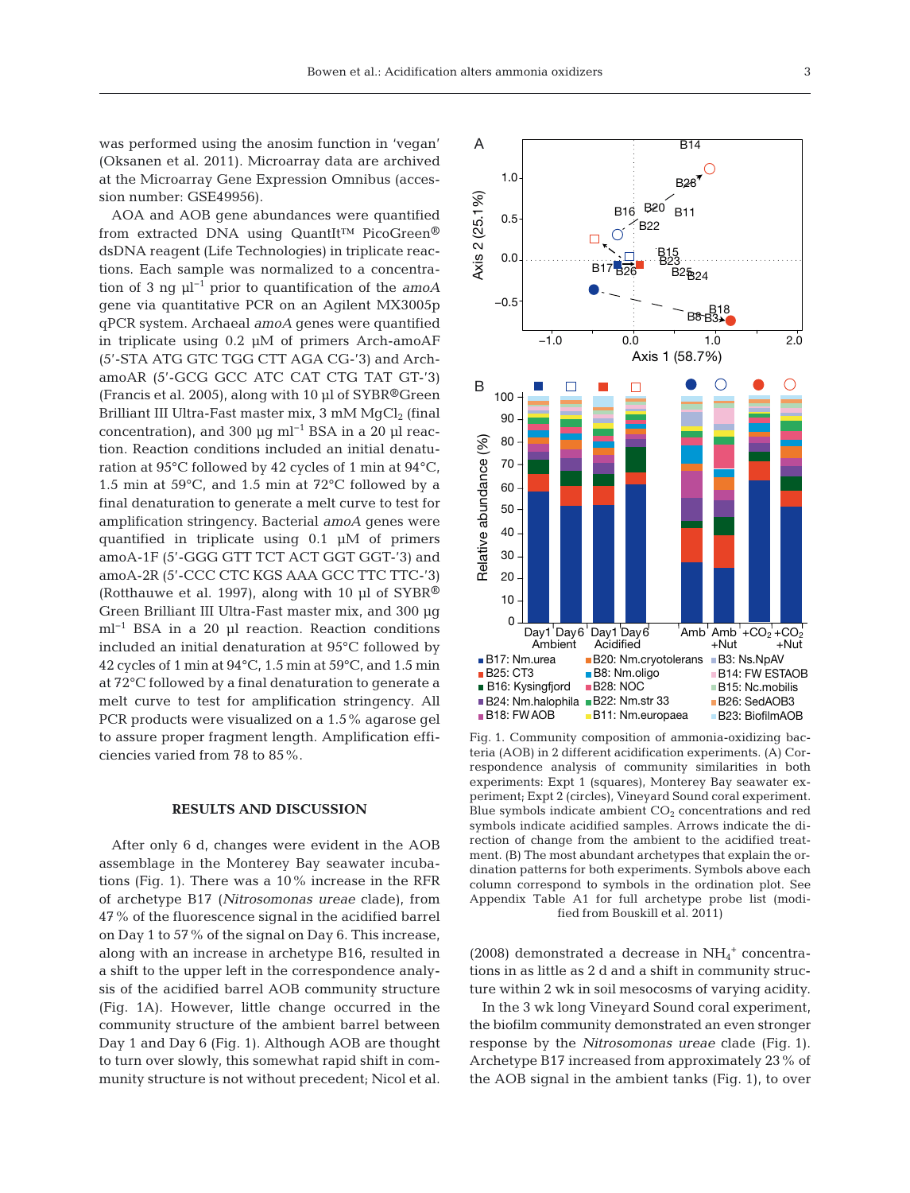was performed using the anosim function in 'vegan' (Oksanen et al. 2011). Microarray data are archived at the Microarray Gene Expression Omnibus (accession number: GSE49956).

AOA and AOB gene abundances were quantified from extracted DNA using QuantIt™ PicoGreen® dsDNA reagent (Life Technologies) in triplicate reactions. Each sample was normalized to a concentration of 3 ng $\mu l^{-1}$ prior to quantification of the *amoA* gene via quantitative PCR on an Agilent MX3005p qPCR system. Archaeal *amoA* genes were quantified in triplicate using 0.2 µM of primers Arch-amoAF (5'-STA ATG GTC TGG CTT AGA CG-'3) and Arch-amoAR (5'-GCG GCC ATC CAT CTG TAT GT-'3) (Francis et al. 2005), along with 10 µl of SYBR®Green Brilliant III Ultra-Fast master mix, 3 mM $MgCl_2$ (final concentration), and 300 µg $ml^{-1}$ BSA in a 20 µl reaction. Reaction conditions included an initial denaturation at 95°C followed by 42 cycles of 1 min at 94°C, 1.5 min at 59°C, and 1.5 min at 72°C followed by a final denaturation to generate a melt curve to test for amplification stringency. Bacterial *amoA* genes were quantified in triplicate using 0.1 µM of primers amoA-1F (5'-GGG GTT TCT ACT GGT GGT-'3) and amoA-2R (5'-CCC CTC KGS AAA GCC TTC TTC-'3) (Rotthauwe et al. 1997), along with 10 µl of SYBR® Green Brilliant III Ultra-Fast master mix, and 300 µg $ml^{-1}$ BSA in a 20 µl reaction. Reaction conditions included an initial denaturation at 95°C followed by 42 cycles of 1 min at 94°C, 1.5 min at 59°C, and 1.5 min at 72°C followed by a final denaturation to generate a melt curve to test for amplification stringency. All PCR products were visualized on a 1.5% agarose gel to assure proper fragment length. Amplification efficiencies varied from 78 to 85%.

## RESULTS AND DISCUSSION

After only 6 d, changes were evident in the AOB assemblage in the Monterey Bay seawater incubations (Fig. 1). There was a 10% increase in the RFR of archetype B17 (*Nitrosomonas ureae* clade), from 47% of the fluorescence signal in the acidified barrel on Day 1 to 57% of the signal on Day 6. This increase, along with an increase in archetype B16, resulted in a shift to the upper left in the correspondence analysis of the acidified barrel AOB community structure (Fig. 1A). However, little change occurred in the community structure of the ambient barrel between Day 1 and Day 6 (Fig. 1). Although AOB are thought to turn over slowly, this somewhat rapid shift in community structure is not without precedent; Nicol et al. (2008) demonstrated a decrease in $NH_4^+$ concentrations in as little as 2 d and a shift in community structure within 2 wk in soil mesocosms of varying acidity.

Fig. 1. Community composition of ammonia-oxidizing bacteria (AOB) in 2 different acidification experiments. (A) Correspondence analysis of community similarities in both experiments: Expt 1 (squares), Monterey Bay seawater experiment; Expt 2 (circles), Vineyard Sound coral experiment. Blue symbols indicate ambient $CO_2$ concentrations and red symbols indicate acidified samples. Arrows indicate the direction of change from the ambient to the acidified treatment. (B) The most abundant archetypes that explain the ordination patterns for both experiments. Symbols above each column correspond to symbols in the ordination plot. See Appendix Table A1 for full archetype probe list (modified from Bouskill et al. 2011)

In the 3 wk long Vineyard Sound coral experiment, the biofilm community demonstrated an even stronger response by the *Nitrosomonas ureae* clade (Fig. 1). Archetype B17 increased from approximately 23% of the AOB signal in the ambient tanks (Fig. 1), to over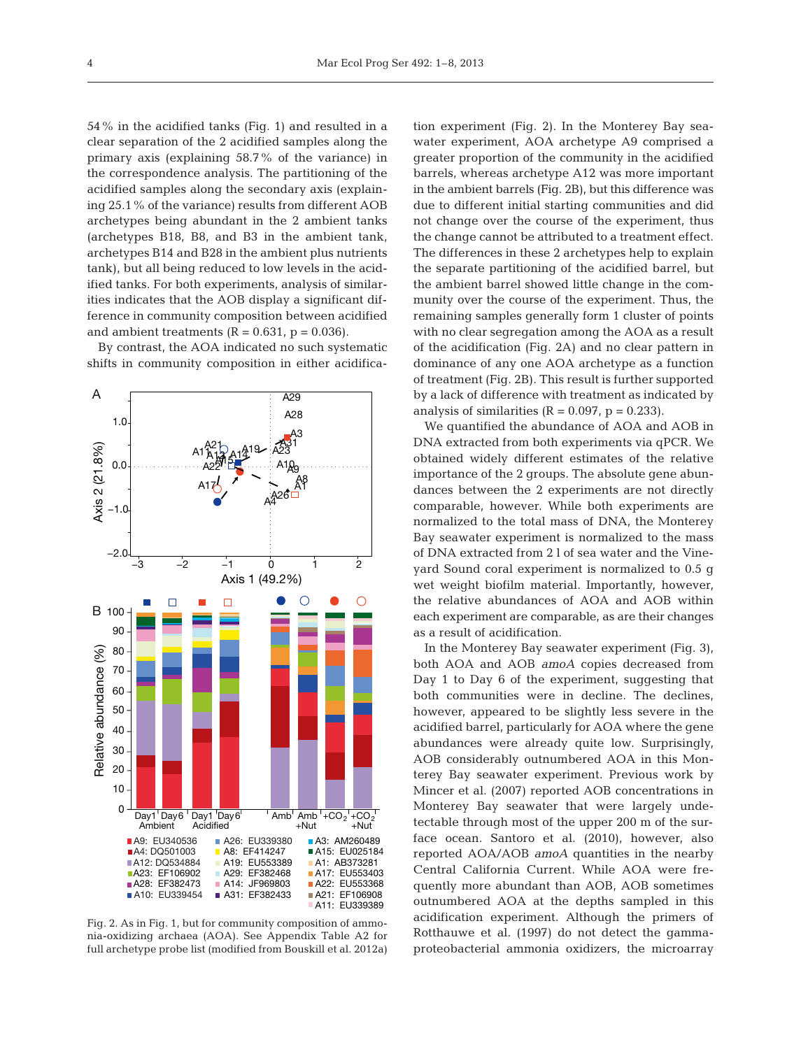54% in the acidified tanks (Fig. 1) and resulted in a clear separation of the 2 acidified samples along the primary axis (explaining 58.7% of the variance) in the correspondence analysis. The partitioning of the acidified samples along the secondary axis (explaining 25.1% of the variance) results from different AOB archetypes being abundant in the 2 ambient tanks (archetypes B18, B8, and B3 in the ambient tank, archetypes B14 and B28 in the ambient plus nutrients tank), but all being reduced to low levels in the acidified tanks. For both experiments, analysis of similarities indicates that the AOB display a significant difference in community composition between acidified and ambient treatments ($R = 0.631$, $p = 0.036$).

By contrast, the AOA indicated no such systematic shifts in community composition in either acidification experiment (Fig. 2). In the Monterey Bay seawater experiment, AOA archetype A9 comprised a greater proportion of the community in the acidified barrels, whereas archetype A12 was more important in the ambient barrels (Fig. 2B), but this difference was due to different initial starting communities and did not change over the course of the experiment, thus the change cannot be attributed to a treatment effect. The differences in these 2 archetypes help to explain the separate partitioning of the acidified barrel, but the ambient barrel showed little change in the community over the course of the experiment. Thus, the remaining samples generally form 1 cluster of points with no clear segregation among the AOA as a result of the acidification (Fig. 2A) and no clear pattern in dominance of any one AOA archetype as a function of treatment (Fig. 2B). This result is further supported by a lack of difference with treatment as indicated by analysis of similarities ($R = 0.097$, $p = 0.233$).

Fig. 2. As in Fig. 1, but for community composition of ammonia-oxidizing archaea (AOA). See Appendix Table A2 for full archetype probe list (modified from Bouskill et al. 2012a)

We quantified the abundance of AOA and AOB in DNA extracted from both experiments via qPCR. We obtained widely different estimates of the relative importance of the 2 groups. The absolute gene abundances between the 2 experiments are not directly comparable, however. While both experiments are normalized to the total mass of DNA, the Monterey Bay seawater experiment is normalized to the mass of DNA extracted from 2 l of sea water and the Vineyard Sound coral experiment is normalized to 0.5 g wet weight biofilm material. Importantly, however, the relative abundances of AOA and AOB within each experiment are comparable, as are their changes as a result of acidification.

In the Monterey Bay seawater experiment (Fig. 3), both AOA and AOB *amoA* copies decreased from Day 1 to Day 6 of the experiment, suggesting that both communities were in decline. The declines, however, appeared to be slightly less severe in the acidified barrel, particularly for AOA where the gene abundances were already quite low. Surprisingly, AOB considerably outnumbered AOA in this Monterey Bay seawater experiment. Previous work by Mincer et al. (2007) reported AOB concentrations in Monterey Bay seawater that were largely undetectable through most of the upper 200 m of the surface ocean. Santoro et al. (2010), however, also reported AOA/AOB *amoA* quantities in the nearby Central California Current. While AOA were frequently more abundant than AOB, AOB sometimes outnumbered AOA at the depths sampled in this acidification experiment. Although the primers of Rotthauwe et al. (1997) do not detect the gammaproteobacterial ammonia oxidizers, the microarray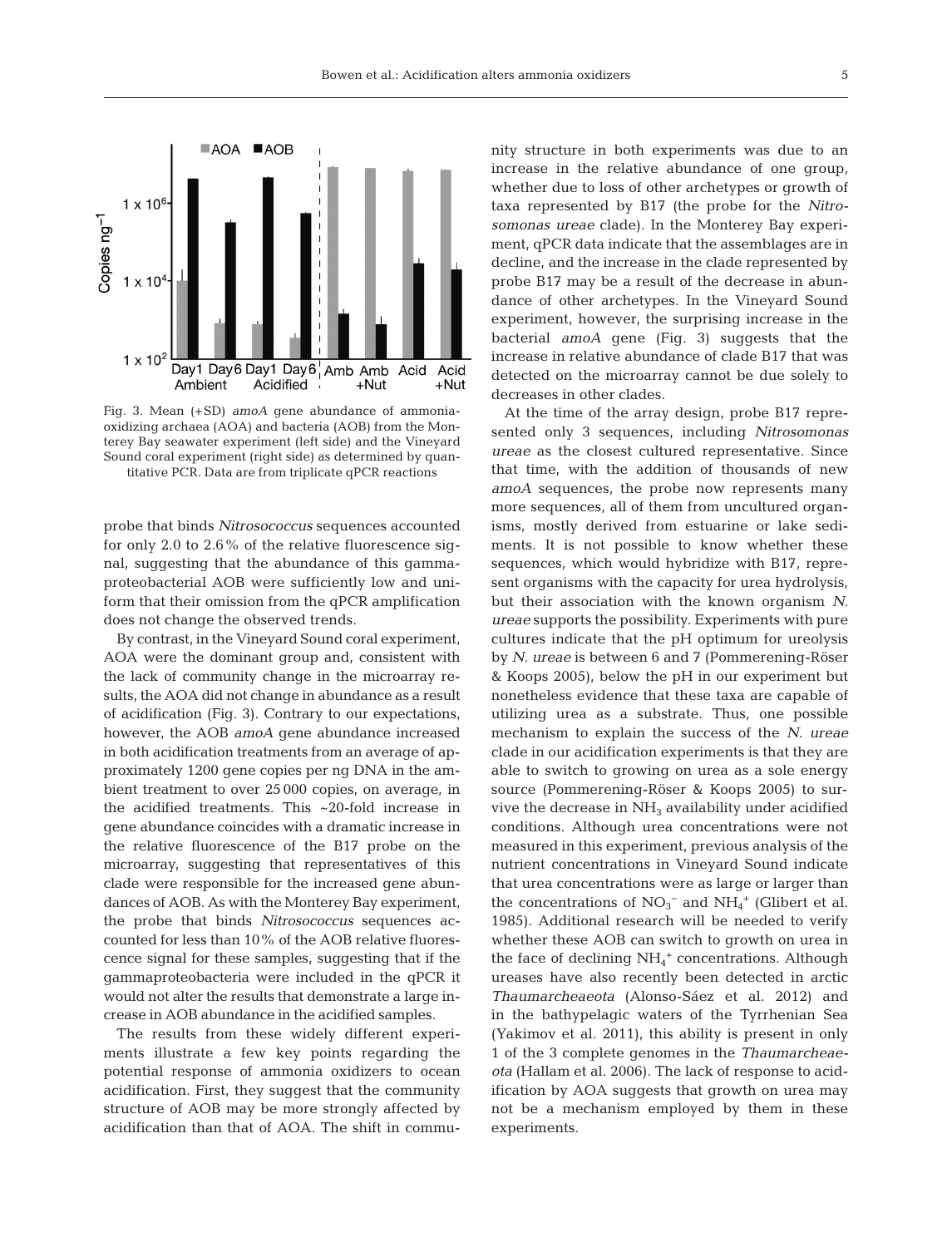Fig. 3. Mean (+SD) *amoA* gene abundance of ammonia-oxidizing archaea (AOA) and bacteria (AOB) from the Monterey Bay seawater experiment (left side) and the Vineyard Sound coral experiment (right side) as determined by quantitative PCR. Data are from triplicate qPCR reactions

probe that binds *Nitrosococcus* sequences accounted for only 2.0 to 2.6% of the relative fluorescence signal, suggesting that the abundance of this gammaproteobacterial AOB were sufficiently low and uniform that their omission from the qPCR amplification does not change the observed trends.

By contrast, in the Vineyard Sound coral experiment, AOA were the dominant group and, consistent with the lack of community change in the microarray results, the AOA did not change in abundance as a result of acidification (Fig. 3). Contrary to our expectations, however, the AOB *amoA* gene abundance increased in both acidification treatments from an average of approximately 1200 gene copies per ng DNA in the ambient treatment to over 25 000 copies, on average, in the acidified treatments. This ~20-fold increase in gene abundance coincides with a dramatic increase in the relative fluorescence of the B17 probe on the microarray, suggesting that representatives of this clade were responsible for the increased gene abundances of AOB. As with the Monterey Bay experiment, the probe that binds *Nitrosococcus* sequences accounted for less than 10% of the AOB relative fluorescence signal for these samples, suggesting that if the gammaproteobacteria were included in the qPCR it would not alter the results that demonstrate a large increase in AOB abundance in the acidified samples.

The results from these widely different experiments illustrate a few key points regarding the potential response of ammonia oxidizers to ocean acidification. First, they suggest that the community structure of AOB may be more strongly affected by acidification than that of AOA. The shift in community structure in both experiments was due to an increase in the relative abundance of one group, whether due to loss of other archetypes or growth of taxa represented by B17 (the probe for the *Nitrosomonas ureae* clade). In the Monterey Bay experiment, qPCR data indicate that the assemblages are in decline, and the increase in the clade represented by probe B17 may be a result of the decrease in abundance of other archetypes. In the Vineyard Sound experiment, however, the surprising increase in the bacterial *amoA* gene (Fig. 3) suggests that the increase in relative abundance of clade B17 that was detected on the microarray cannot be due solely to decreases in other clades.

At the time of the array design, probe B17 represented only 3 sequences, including *Nitrosomonas ureae* as the closest cultured representative. Since that time, with the addition of thousands of new *amoA* sequences, the probe now represents many more sequences, all of them from uncultured organisms, mostly derived from estuarine or lake sediments. It is not possible to know whether these sequences, which would hybridize with B17, represent organisms with the capacity for urea hydrolysis, but their association with the known organism *N. ureae* supports the possibility. Experiments with pure cultures indicate that the pH optimum for ureolysis by *N. ureae* is between 6 and 7 (Pommerening-Röser & Koops 2005), below the pH in our experiment but nonetheless evidence that these taxa are capable of utilizing urea as a substrate. Thus, one possible mechanism to explain the success of the *N. ureae* clade in our acidification experiments is that they are able to switch to growing on urea as a sole energy source (Pommerening-Röser & Koops 2005) to survive the decrease in $NH_3$ availability under acidified conditions. Although urea concentrations were not measured in this experiment, previous analysis of the nutrient concentrations in Vineyard Sound indicate that urea concentrations were as large or larger than the concentrations of $NO_3^-$ and $NH_4^+$ (Glibert et al. 1985). Additional research will be needed to verify whether these AOB can switch to growth on urea in the face of declining $NH_4^+$ concentrations. Although ureases have also recently been detected in arctic *Thaumarcheaeota* (Alonso-Sáez et al. 2012) and in the bathypelagic waters of the Tyrrhenian Sea (Yakimov et al. 2011), this ability is present in only 1 of the 3 complete genomes in the *Thaumarcheaeota* (Hallam et al. 2006). The lack of response to acidification by AOA suggests that growth on urea may not be a mechanism employed by them in these experiments.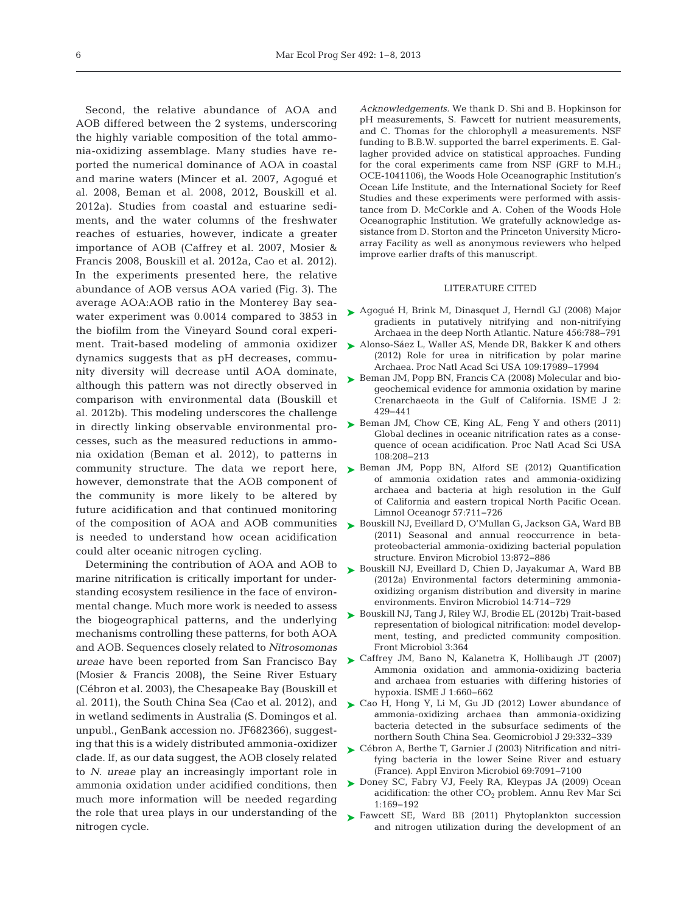Second, the relative abundance of AOA and AOB differed between the 2 systems, underscoring the highly variable composition of the total ammonia-oxidizing assemblage. Many studies have reported the numerical dominance of AOA in coastal and marine waters (Mincer et al. 2007, Agogué et al. 2008, Beman et al. 2008, 2012, Bouskill et al. 2012a). Studies from coastal and estuarine sediments, and the water columns of the freshwater reaches of estuaries, however, indicate a greater importance of AOB (Caffrey et al. 2007, Mosier & Francis 2008, Bouskill et al. 2012a, Cao et al. 2012). In the experiments presented here, the relative abundance of AOB versus AOA varied (Fig. 3). The average AOA:AOB ratio in the Monterey Bay seawater experiment was 0.0014 compared to 3853 in the biofilm from the Vineyard Sound coral experiment. Trait-based modeling of ammonia oxidizer dynamics suggests that as pH decreases, community diversity will decrease until AOA dominate, although this pattern was not directly observed in comparison with environmental data (Bouskill et al. 2012b). This modeling underscores the challenge in directly linking observable environmental processes, such as the measured reductions in ammonia oxidation (Beman et al. 2012), to patterns in community structure. The data we report here, however, demonstrate that the AOB component of the community is more likely to be altered by future acidification and that continued monitoring of the composition of AOA and AOB communities is needed to understand how ocean acidification could alter oceanic nitrogen cycling.

Determining the contribution of AOA and AOB to marine nitrification is critically important for understanding ecosystem resilience in the face of environmental change. Much more work is needed to assess the biogeographical patterns, and the underlying mechanisms controlling these patterns, for both AOA and AOB. Sequences closely related to *Nitrosomonas ureae* have been reported from San Francisco Bay (Mosier & Francis 2008), the Seine River Estuary (Cébron et al. 2003), the Chesapeake Bay (Bouskill et al. 2011), the South China Sea (Cao et al. 2012), and in wetland sediments in Australia (S. Domingos et al. unpubl., GenBank accession no. JF682366), suggesting that this is a widely distributed ammonia-oxidizer clade. If, as our data suggest, the AOB closely related to *N. ureae* play an increasingly important role in ammonia oxidation under acidified conditions, then much more information will be needed regarding the role that urea plays in our understanding of the nitrogen cycle.

*Acknowledgements.* We thank D. Shi and B. Hopkinson for pH measurements, S. Fawcett for nutrient measurements, and C. Thomas for the chlorophyll *a* measurements. NSF funding to B.B.W. supported the barrel experiments. E. Gallagher provided advice on statistical approaches. Funding for the coral experiments came from NSF (GRF to M.H.; OCE-1041106), the Woods Hole Oceanographic Institution's Ocean Life Institute, and the International Society for Reef Studies and these experiments were performed with assistance from D. McCorkle and A. Cohen of the Woods Hole Oceanographic Institution. We gratefully acknowledge assistance from D. Storton and the Princeton University Microarray Facility as well as anonymous reviewers who helped improve earlier drafts of this manuscript.

## LITERATURE CITED

- Agogué H, Brink M, Dinasquet J, Herndl GJ (2008) Major gradients in putatively nitrifying and non-nitrifying Archaea in the deep North Atlantic. Nature 456:788–791
- Alonso-Sáez L, Waller AS, Mende DR, Bakker K and others (2012) Role for urea in nitrification by polar marine Archaea. Proc Natl Acad Sci USA 109:17989–17994
- Beman JM, Popp BN, Francis CA (2008) Molecular and biogeochemical evidence for ammonia oxidation by marine Crenarchaeota in the Gulf of California. ISME J 2: 429–441
- Beman JM, Chow CE, King AL, Feng Y and others (2011) Global declines in oceanic nitrification rates as a consequence of ocean acidification. Proc Natl Acad Sci USA 108:208–213
- Beman JM, Popp BN, Alford SE (2012) Quantification of ammonia oxidation rates and ammonia-oxidizing archaea and bacteria at high resolution in the Gulf of California and eastern tropical North Pacific Ocean. Limnol Oceanogr 57:711–726
- Bouskill NJ, Eveillard D, O'Mullan G, Jackson GA, Ward BB (2011) Seasonal and annual reoccurrence in betaproteobacterial ammonia-oxidizing bacterial population structure. Environ Microbiol 13:872–886
- Bouskill NJ, Eveillard D, Chien D, Jayakumar A, Ward BB (2012a) Environmental factors determining ammonia-oxidizing organism distribution and diversity in marine environments. Environ Microbiol 14:714–729
- Bouskill NJ, Tang J, Riley WJ, Brodie EL (2012b) Trait-based representation of biological nitrification: model development, testing, and predicted community composition. Front Microbiol 3:364
- Caffrey JM, Bano N, Kalanetra K, Hollibaugh JT (2007) Ammonia oxidation and ammonia-oxidizing bacteria and archaea from estuaries with differing histories of hypoxia. ISME J 1:660–662
- Cao H, Hong Y, Li M, Gu JD (2012) Lower abundance of ammonia-oxidizing archaea than ammonia-oxidizing bacteria detected in the subsurface sediments of the northern South China Sea. Geomicrobiol J 29:332–339
- Cébron A, Berthe T, Garnier J (2003) Nitrification and nitrifying bacteria in the lower Seine River and estuary (France). Appl Environ Microbiol 69:7091–7100
- Doney SC, Fabry VJ, Feely RA, Kleypas JA (2009) Ocean acidification: the other $CO_2$ problem. Annu Rev Mar Sci 1:169–192
- Fawcett SE, Ward BB (2011) Phytoplankton succession and nitrogen utilization during the development of an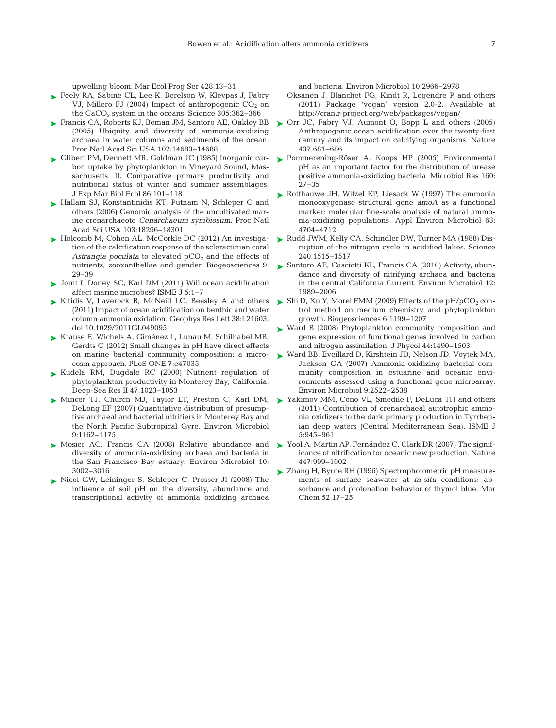upwelling bloom. Mar Ecol Prog Ser 428:13−31

Feely RA, Sabine CL, Lee K, Berelson W, Kleypas J, Fabry VJ, Millero FJ (2004) Impact of anthropogenic $CO_2$ on the $CaCO_3$ system in the oceans. Science 305:362−366

Francis CA, Roberts KJ, Beman JM, Santoro AE, Oakley BB (2005) Ubiquity and diversity of ammonia-oxidizing archaea in water columns and sediments of the ocean. Proc Natl Acad Sci USA 102:14683−14688

Glibert PM, Dennett MR, Goldman JC (1985) Inorganic carbon uptake by phytoplankton in Vineyard Sound, Massachusetts. II. Comparative primary productivity and nutritional status of winter and summer assemblages. J Exp Mar Biol Ecol 86:101−118

Hallam SJ, Konstantinidis KT, Putnam N, Schleper C and others (2006) Genomic analysis of the uncultivated marine crenarchaeote *Cenarchaeum symbiosum*. Proc Natl Acad Sci USA 103:18296−18301

Holcomb M, Cohen AL, McCorkle DC (2012) An investigation of the calcification response of the scleractinian coral *Astrangia poculata* to elevated $pCO_2$ and the effects of nutrients, zooxanthellae and gender. Biogeosciences 9:29−39

Joint I, Doney SC, Karl DM (2011) Will ocean acidification affect marine microbes? ISME J 5:1−7

Kitidis V, Laverock B, McNeill LC, Beesley A and others (2011) Impact of ocean acidification on benthic and water column ammonia oxidation. Geophys Res Lett 38:L21603, doi:10.1029/2011GL049095

Krause E, Wichels A, Giménez L, Lunau M, Schilhabel MB, Gerdts G (2012) Small changes in pH have direct effects on marine bacterial community composition: a microcosm approach. PLoS ONE 7:e47035

Kudela RM, Dugdale RC (2000) Nutrient regulation of phytoplankton productivity in Monterey Bay, California. Deep-Sea Res II 47:1023−1053

Mincer TJ, Church MJ, Taylor LT, Preston C, Karl DM, DeLong EF (2007) Quantitative distribution of presumptive archaeal and bacterial nitrifiers in Monterey Bay and the North Pacific Subtropical Gyre. Environ Microbiol 9:1162−1175

Mosier AC, Francis CA (2008) Relative abundance and diversity of ammonia-oxidizing archaea and bacteria in the San Francisco Bay estuary. Environ Microbiol 10:3002−3016

Nicol GW, Leininger S, Schleper C, Prosser JI (2008) The influence of soil pH on the diversity, abundance and transcriptional activity of ammonia oxidizing archaea and bacteria. Environ Microbiol 10:2966−2978

Oksanen J, Blanchet FG, Kindt R, Legendre P and others (2011) Package 'vegan' version 2.0-2. Available at http://cran.r-project.org/web/packages/vegan/

Orr JC, Fabry VJ, Aumont O, Bopp L and others (2005) Anthropogenic ocean acidification over the twenty-first century and its impact on calcifying organisms. Nature 437:681−686

Pommerening-Röser A, Koops HP (2005) Environmental pH as an important factor for the distribution of urease positive ammonia-oxidizing bacteria. Microbiol Res 160:27−35

Rotthauwe JH, Witzel KP, Liesack W (1997) The ammonia monooxygenase structural gene *amoA* as a functional marker: molecular fine-scale analysis of natural ammonia-oxidizing populations. Appl Environ Microbiol 63:4704−4712

Rudd JWM, Kelly CA, Schindler DW, Turner MA (1988) Disruption of the nitrogen cycle in acidified lakes. Science 240:1515−1517

Santoro AE, Casciotti KL, Francis CA (2010) Activity, abundance and diversity of nitrifying archaea and bacteria in the central California Current. Environ Microbiol 12:1989−2006

Shi D, Xu Y, Morel FMM (2009) Effects of the $pH/pCO_2$ control method on medium chemistry and phytoplankton growth. Biogeosciences 6:1199−1207

Ward B (2008) Phytoplankton community composition and gene expression of functional genes involved in carbon and nitrogen assimilation. J Phycol 44:1490−1503

Ward BB, Eveillard D, Kirshtein JD, Nelson JD, Voytek MA, Jackson GA (2007) Ammonia-oxidizing bacterial community composition in estuarine and oceanic environments assessed using a functional gene microarray. Environ Microbiol 9:2522−2538

Yakimov MM, Cono VL, Smedile F, DeLuca TH and others (2011) Contribution of crenarchaeal autotrophic ammonia oxidizers to the dark primary production in Tyrrhenian deep waters (Central Mediterranean Sea). ISME J 5:945−961

Yool A, Martin AP, Fernández C, Clark DR (2007) The significance of nitrification for oceanic new production. Nature 447:999−1002

Zhang H, Byrne RH (1996) Spectrophotometric pH measurements of surface seawater at *in-situ* conditions: absorbance and protonation behavior of thymol blue. Mar Chem 52:17−25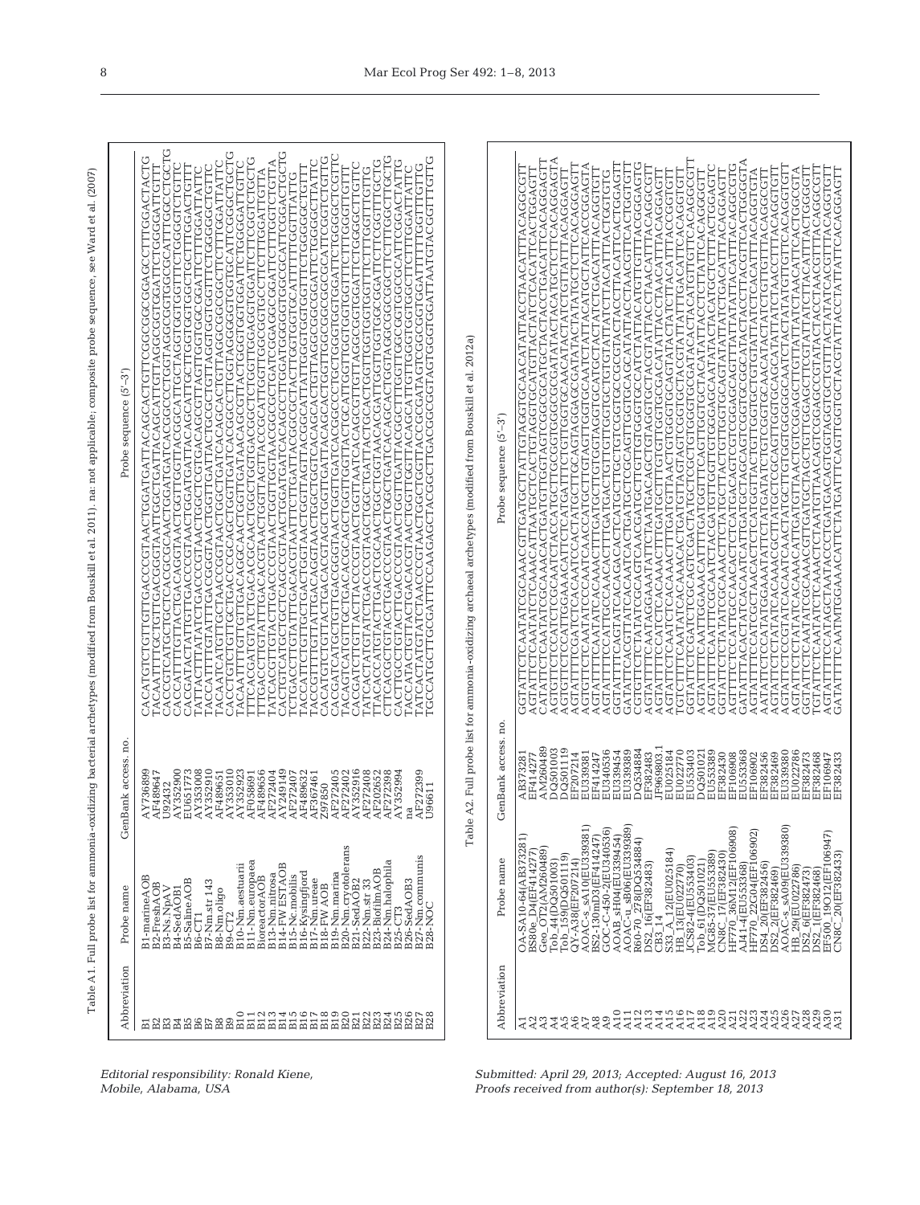Table A1. Full probe list for ammonia-oxidizing bacterial archetypes (modified from Bouskill et al. 2011). na: not applicable; composite probe sequence, see Ward et al. (2007)

| Abbreviation | Probe name | GenBank access. no. | Probe sequence (5'-3') |
|---|---|---|---|
| B1 | B1-marineAOB | AY736899 | CACATGTCTGTTGACCCGTAACTGGATGATTACAGCACTGTTCGGCGCGGAGCCTTTGGACTACTG |
| B2 | B2-FreshAOB | AF489647 | TACAATTTTGCTGTTGACGGGTAATTGGCTGATTACAGCATTGTTAGGCGGTGGATTCTGGGATTGTTT |
| B3 | B3-Ns.NpAV | U92432 | CACCGTCATGCTCACCGCAACTGGATGATCACAGCCCTGGTAGGCGGTGGCGCATTTGCCGCCTCGCTG |
| B4 | B4-SedAOB1 | AY352900 | CACCATTTTGTTACTGACAGGTAACTGGTTGATTACGGCATTGCTAGGTGGTGGTTTCTGGGGTCTGTTC |
| B5 | B5-SalineAOB | EU651773 | CACGATACTATTGTTGACCCGTAACTGGATGATTACAGCATTGCTTGGTGGTGGCTGCTTTGGACTGTTT |
| B6 | B6-CT1 | AY353008 | TATTACTTTATATCTGACCCGTAACTGGCTCGTGACAGCGTTAGTTGGTGGCGGATTCTTGGATTATTC |
| B7 | B7-Nm.str 143 | AY352910 | TACCATTTTGTTTGACGGGTAACTGGTTGATTACTGCCGTTGTTAGGTGGTGGTTTCTGGGGCTGTTC |
| B8 | B8-Nm.oligo | AF489651 | TACAATCATGTTGCTAACCGGTAACTGGCTGATCACAGCACTGTTAGGCGGCGCGTTCTTTGGATTATTC |
| B9 | B9-CT2 | AY353010 | CACCTGTCTGTTGCTGACCCGCAGCTGGTTGATCACGGCCTTGGTAGGGGGTGGTGCATTCGGGCTGCTG |
| B10 | B10-Nm.aestuarii | AY352923 | TACAATTTTGTTGTTGACAGGCAACTGGTTGATAACAGCGTTACTGGGTGGTGGATTCTGGGGATTGTTC |
| B11 | B11-Nm.europaea | AF058691 | TTTCACGATGTATCTGACACGCAACTGGCTGGTGACGGCTCTGGTGGAGGTGGATTCTTCGGTCTGCTG |
| B12 | B12 BioreactorAOB | AF489656 | TTGACCTTGTATTTGACCACGTAACTGGTTAGTTACAGCGCATTGGTGGCGGTGCCTTCTTTGGATTGTTA |
| B13 | B13-Nm.nitrosa | AF272404 | TATCACGTTGTACTTGACCCGTAACTGGTTGGTAACGGCGCTGATCGGAGGCGGATTCTTTGGTCTGTTA |
| B14 | B14-FW ESTAOB | AY249149 | CACTGTCATGCTCACCGCCGTAACTGGATGATCACAGCTCTGGATGGGGGTGGCGCATTCGGACTGCTG |
| B15 | B15-Nc.mobilis | AF272407 | TCTGACCTTGTTTGACACGTAACTGGTTGATTACGGCCACTACTTGCTTGGTGGTGGCATTTTTGGTTTATTG |
| B16 | B16-Kysingfjord | AF489632 | TACCATTTGTTGATTGACCCGTAACTGGTTGATTACCGCATTGTTAGGTGGTGGTTTCTGGGGGTTATTC |
| B17 | B17-Nm.ureae | AF367461 | TACCGTTTTGTTATTGACAGGTAACTGGCTCGTCACAGCATTGTTAGGCGGCGGATTCTGGGGTTATTC |
| B18 | B18-FW AOB | Z97850 | CACATGTCTGTTGACCACGTAGCTGGTTGATTACAGCACTGGTTGGCGGCGGCGCATTCGGTCTGTTG |
| B19 | B19-Nm.marina | AF272405 | CACGATCATGCTGTTGACGGGTAACTGGTTGATCACGGCCCTGCTGGGTGGTGGATTCTGGGGCTCGTTC |
| B20 | B20-Nm.cryotolerans | AF272402 | TACAGTCATGTTGCTGACACGCAGCTGGTTGGTTACTGCATTGGTTGGTGGTGGTTTCTTTGGGTTGTTT |
| B21 | B21-SedAOB2 | AY352916 | CACGATCGTTGTTACTTACCCGTAACTGGTTAATCACAGCGTTGTTAGGCGGTGGATTCTGGGGCTTGTTC |
| B22 | B22-Nm.str 33 | AF272408 | TATCACTATGTATCTGACCCGTAGCTGGCTGATTACTGCACTGGTTGGTGGTTTCTTTGGTTTGTTG |
| B23 | B23-BiofilmAOB | AF202652 | TTACACCATGTACTTGACTCGCAACTGGCTGGTAACAGCATTGGTTGGCGGATTCTTCGGTTTGCTG |
| B24 | B24-Nm.halophila | AF272398 | CTTCACGCTGTACCTGACCCGTAACTGGCTGATCACAGCACTGGTGGGCGGCGGCTTCTTTGGTCTGCTG |
| B25 | B25-CT3 | AY352994 | CACTTGCCTGTACTTGACCCGTAACTGGTTGATTACGGCTTTGGTTGGCGGTGGCGCATTCGGACTATTG |
| B26 | B26-SedAOB3 | na | TACCATACTGTTACTGACACGTAACTGGTTGGTTACAGCATTGGTTGGTGGTGGCTTCTTTGGATTATTC |
| B27 | B27-Nm.communis | AF272399 | TATCACTATGTATCTAACCCGTAACTGGCTGGTTACCGCGATAGTCGGCGGTGGATTTTTGGTTTGTTG |
| B28 | B28-NOC | U96611 | TGCCATGCTTGCGATTTCCAAGAGCTACGGCTTGACGGCGGTAGTGGGTGGATTAATGTACGGTTTGTTG |

Table A2. Full probe list for ammonia-oxidizing archaeal archetypes (modified from Bouskill et al. 2012a)

| Abbreviation | Probe name | GenBank access. no. | Probe sequence (5'-3') |
|---|---|---|---|
| A1 | OA-SA10-64(AB373281) | AB373281 | GGTATTCTCAATATCGCAAACGTTGATGCTTATTAGGTGCAACATATTACCTAACATTTACAGGCGTT |
| A2 | BS80e_D4(EF414277) | EF414277 | AGTATTCTCAATATCTCAAACATTAATGCTCACTGTAGGTGCATGTTATCTATCTCACATTCACTGGAGTT |
| A3 | Geo_OT2(AM260489) | AM260489 | CATATTCTCAATATCGCAAACACTGATGTTGTAGTCGCGCATGCTACTACCTGACATTCACAGGAGTT |
| A4 | Tob_44(DQ501003) | DQ501003 | AGTGTTCTCCATCTCGCAATCTACCATGCTTGCGGTGGCGGCGATATACTACATGCTCTTCACAGGAGTA |
| A5 | Tob_159(DQ501119) | DQ501119 | AGTGTTCTCCATTGGAACATTCTCATGATTTCTGTTGGTGCAACATACTATCTGTTATTTACAGGAGTT |
| A6 | QY-A38(EF207214) | EF207214 | AGTATTTCGATCTCACAATCCACTATGCTTGCAGTAGGAGCGATATATTACTATATGCTCTTCACAGGAGTT |
| A7 | AOAC-s_sA10(EU339381) | EU339381 | AGTGTTCTCAATATCACAATCAACTCTATGCTTGCAGTTGGTGCAATCTACATGCTATACACAGGAGTA |
| A8 | BS2-130md3(EF414247) | EF414247 | AGTATTCTCTATCTCACAATCAACTATGATTGTTAGTTGGTGCAACATATTATCTATCATTTACAGGTGTT |
| A9 | GOC-C-450-2(EU340536) | EU340536 | AGTATTTCAATTGCCACAACTTTGATGACTGTTGTTGGTGCTGTTATTATCTTACATTTACTGGTGTG |
| A10 | AOAB_sH04(EU339454) | EU339454 | GGTATTTCAGTATCACAGACACTCATGCTTGCTGTCGGCGCCGCGTACCTTACCTTACATTCACTGGAGTT |
| A11 | AOAC-u_sB06(EU339389) | EU339389 | GATATTCACGTTATCACAATCACTGATGTTGCAGTTGGTGCAGCATATTACCTAACGTTCACTGGTGTT |
| A12 | R60-70_278(DQ534884) | DQ534884 | CGTGTTCTCTATATCGCAGTCAACGATGCTTGTTGGGTGCCATCTATACATGTTGTTTACGGGAGTG |
| A13 | DS2_16(EF382483) | EF382483 | AGTATTTCAATAGGAAATATTCTAATGACAGCTGTAGGTGCTACGTATTACCTAACATTTACAGGCGTT |
| A14 | CB3_14 | JF969803.1 | AGTATTTCCATCTCACAAACTTTGATGCTTTGTTGGTGCAGCATATTACCTAACATTTACAGGAGTT |
| A15 | S33_A_12(EU025184) | EU025184 | AGTATTCTCAATCTCACAAACTTTGATGCTTGTTGGTGCATGCATATCTATCTACATTTACCGGTGTT |
| A16 | HB_13(EU022770) | EU022770 | AGTATTCTCCAATATCACAAACTTGATGCTTGTAACTGTGGTGCAGTATACTATCTACATTTACCGGTGTT |
| A17 | JCS82-4(EU553403) | EU553403 | TGTCTTTTCAATATCACAAACACTGATGTTAGTAGTCGGTGCTACGTATTATCTCACATTCACAGGTGTT |
| A18 | Tob_61(DQ501021) | DQ501021 | GGTATTCTCGATCTCGCAGTCGATATGCTCGCTGTCGGTGCGATACTACATCATGTTGTTCACAGGCGTT |
| A19 | MG85-37(EU553389) | EU553389 | AGTATTTCAATTGGAAACATTTTGATGCTTGTCAGTTGGTGCTACATATTACCTCTTATTCACAGGGGTT |
| A20 | CN8C_17(EF382430) | EF382430 | AGTATTTCAATTCGCAATCACTACGATGTTGTTGTGGAGCAATATACTACATGCTCTTACTGGAGTC |
| A21 | HF70_36M12(EF106908) | EF106908 | GGTATTCTCTATATCGCAAACTTGCTTACTGTTGGTGCAGTATATTATCTGACATTTACAGGAGTT |
| A22 | AJ414(EU553368) | EU553368 | GATTTTCTCCATTGCCAACACTCTCATGACAGTCGTCGGAGCAGTTTATTATCTTACATTTACAGGCGTG |
| A23 | HF70_22O4(EF106902) | EF106902 | AGTATTTACAATCTCACAATCATTCATGATCGTAGCAGTTGGTGCGGCATACTACTACATCTTCACTGGGGTA |
| A24 | DS4_20(EF382456) | EF382456 | AATATTCTCCATATGGAATATTCTAATGATCGTTGCTGGTGCAACATACTATCTAACGTTCACAGGCGTT |
| A25 | DS2_2(EF382469) | EF382469 | AGTATTCTCTATATCACAAACGCTTATGCTCGCAGTTGGTGCAGCATATTATCTAACCTTTACAGGTGTT |
| A26 | AOAC-s_sA09(EU339380) | EU339380 | AGTATTCTCCGTATCACAATCAACTATGCTTGTGGTGGGGCAATCTACTATATGTTGTTCACAGGTGTT |
| A27 | HB_29(EU022786) | EU022786 | AGTATTCTCTATATCACAAACATTGATGTTAGTAACTGTGGAGCTGTTATTATCTTACATTCACTGGCGTA |
| A28 | DS2_6(EF382473) | EF382473 | GGTATTCTCAATATCGCAAACGTTGATGCTGGTTGGAGCTTCGTATTATCTTACATTTACTGGGGTT |
| A29 | DS2_1(EF382468) | EF382468 | TGTATTCTCAATATCTCAAACTCAATGTTAACAGTCGGAGCGGTATACTACTACAACGTTTACAGGCGTT |
| A30 | EF500_19O12(EF106947) | EF106947 | AGTATTTCCATAGCTAATACCCTGATGACAGTGAGTAGGTGCTGTTATATCACGTTTACAGGTGTT |
| A31 | CN8C_20(EF382433) | EF382433 | GATATTTCAATMTGGAAACATTCTATGATTTCAGTTGGTGCTACGTATTACCTATTATTCACAGGAGTT |

*Editorial responsibility: Ronald Kiene, Mobile, Alabama, USA*

*Submitted: April 29, 2013; Accepted: August 16, 2013*
*Proofs received from author(s): September 18, 2013*